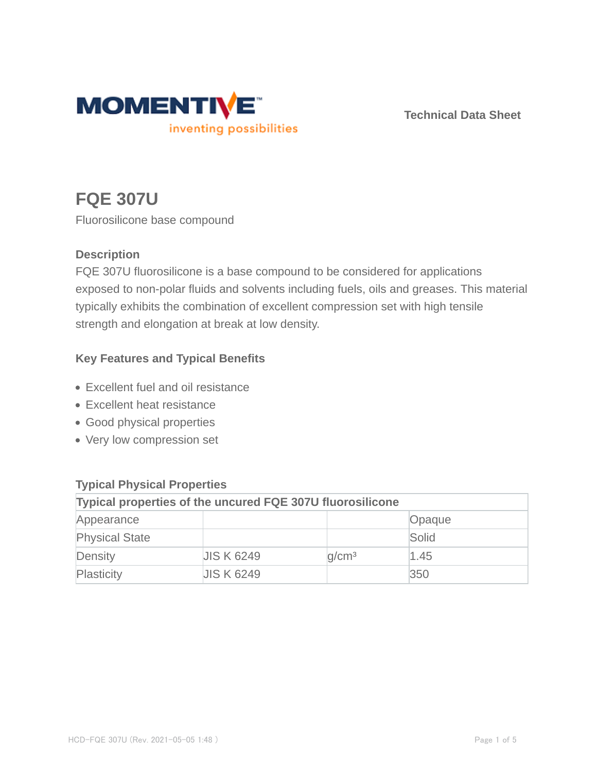Technical Data Sheet

# FQE 307U

Fluorosilicone base compound

### Description

FQE 307U fluorosilicone is a base compound to be considered for applications exposed to non-polar fluids and solvents including fuels, oils and greases. This material typically exhibits the combination of excellent compression set with high tensile strength and elongation at break at low density.

### Key Features and Typical Benefits

- Excellent fuel and oil resistance
- Excellent heat resistance
- Good physical properties
- Very low compression set

### Typical Physical Properties

| Typical properties of the uncured FQE 307U fluorosilicone | | | |
|---|---|---|---|
| Appearance | | | Opaque |
| Physical State | | | Solid |
| Density | JIS K 6249 | $g/cm^3$ | 1.45 |
| Plasticity | JIS K 6249 | | 350 |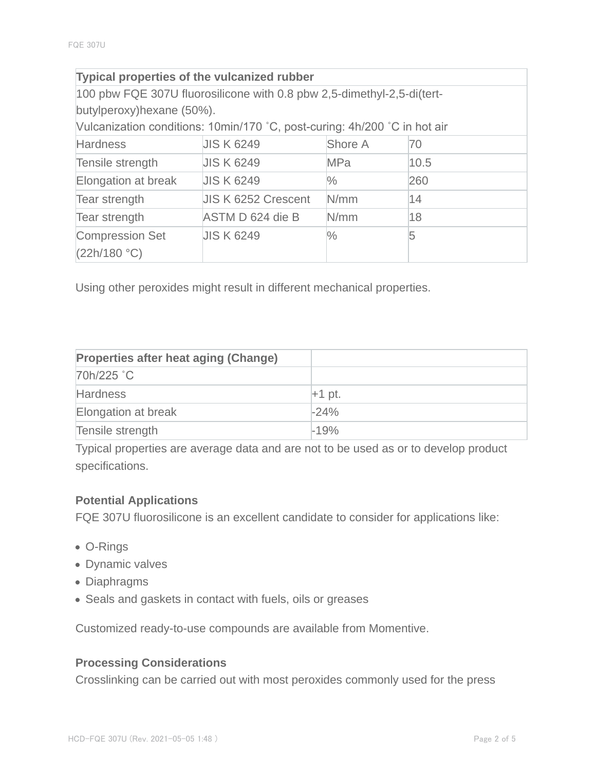| Typical properties of the vulcanized rubber | | | |
|---|---|---|---|
| 100 pbw FQE 307U fluorosilicone with 0.8 pbw 2,5-dimethyl-2,5-di(tert-butylperoxy)hexane (50%). Vulcanization conditions: 10min/170 ˚C, post-curing: 4h/200 ˚C in hot air | | | |
| Hardness | JIS K 6249 | Shore A | 70 |
| Tensile strength | JIS K 6249 | MPa | 10.5 |
| Elongation at break | JIS K 6249 | % | 260 |
| Tear strength | JIS K 6252 Crescent | N/mm | 14 |
| Tear strength | ASTM D 624 die B | N/mm | 18 |
| Compression Set (22h/180 °C) | JIS K 6249 | % | 5 |

Using other peroxides might result in different mechanical properties.

| Properties after heat aging (Change) | |
|---|---|
| 70h/225 ˚C | |
| Hardness | +1 pt. |
| Elongation at break | -24% |
| Tensile strength | -19% |

Typical properties are average data and are not to be used as or to develop product specifications.

**Potential Applications**

FQE 307U fluorosilicone is an excellent candidate to consider for applications like:

- O-Rings
- Dynamic valves
- Diaphragms
- Seals and gaskets in contact with fuels, oils or greases

Customized ready-to-use compounds are available from Momentive.

**Processing Considerations**

Crosslinking can be carried out with most peroxides commonly used for the press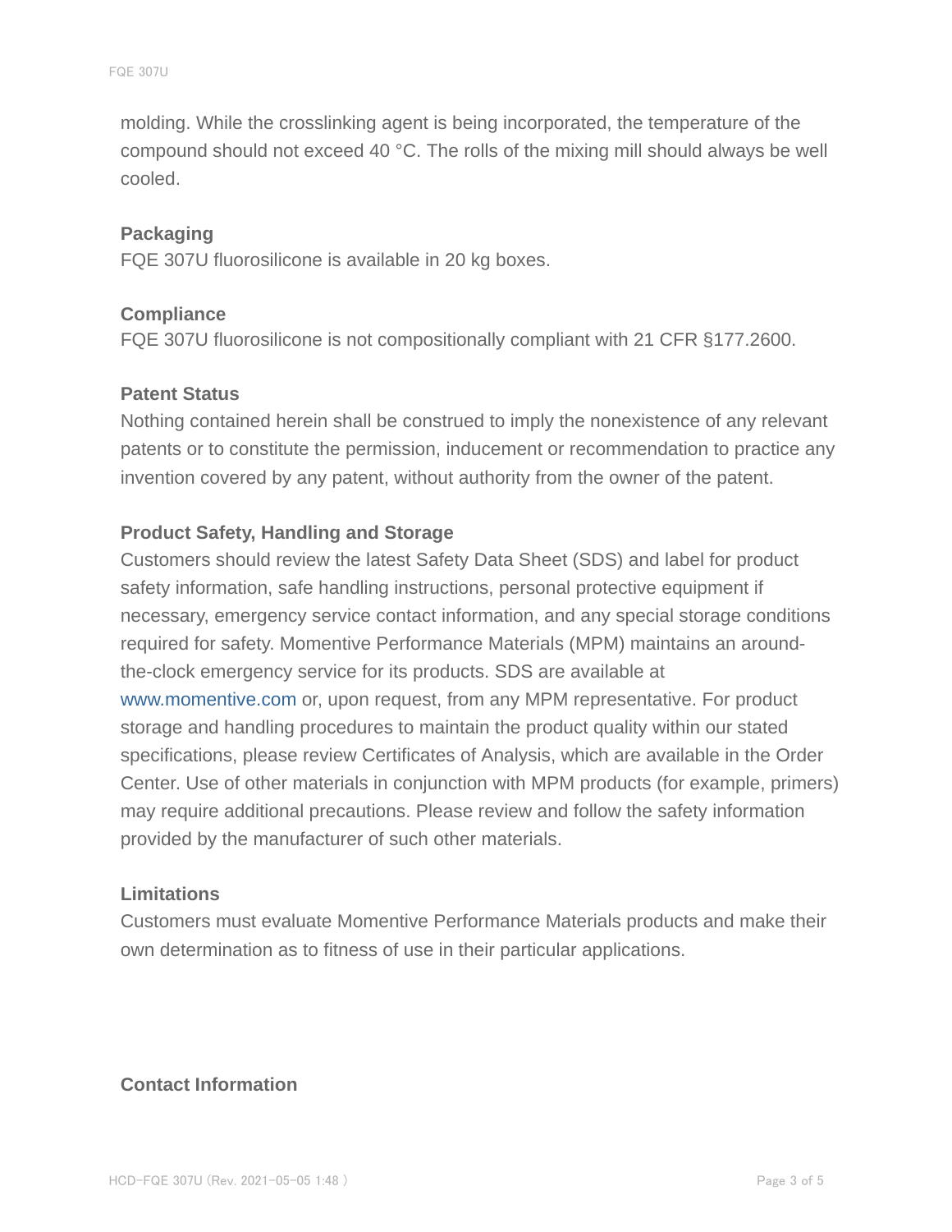molding. While the crosslinking agent is being incorporated, the temperature of the compound should not exceed 40 °C. The rolls of the mixing mill should always be well cooled.

### Packaging

FQE 307U fluorosilicone is available in 20 kg boxes.

### Compliance

FQE 307U fluorosilicone is not compositionally compliant with 21 CFR §177.2600.

### Patent Status

Nothing contained herein shall be construed to imply the nonexistence of any relevant patents or to constitute the permission, inducement or recommendation to practice any invention covered by any patent, without authority from the owner of the patent.

### Product Safety, Handling and Storage

Customers should review the latest Safety Data Sheet (SDS) and label for product safety information, safe handling instructions, personal protective equipment if necessary, emergency service contact information, and any special storage conditions required for safety. Momentive Performance Materials (MPM) maintains an around-the-clock emergency service for its products. SDS are available at www.momentive.com or, upon request, from any MPM representative. For product storage and handling procedures to maintain the product quality within our stated specifications, please review Certificates of Analysis, which are available in the Order Center. Use of other materials in conjunction with MPM products (for example, primers) may require additional precautions. Please review and follow the safety information provided by the manufacturer of such other materials.

### Limitations

Customers must evaluate Momentive Performance Materials products and make their own determination as to fitness of use in their particular applications.

### Contact Information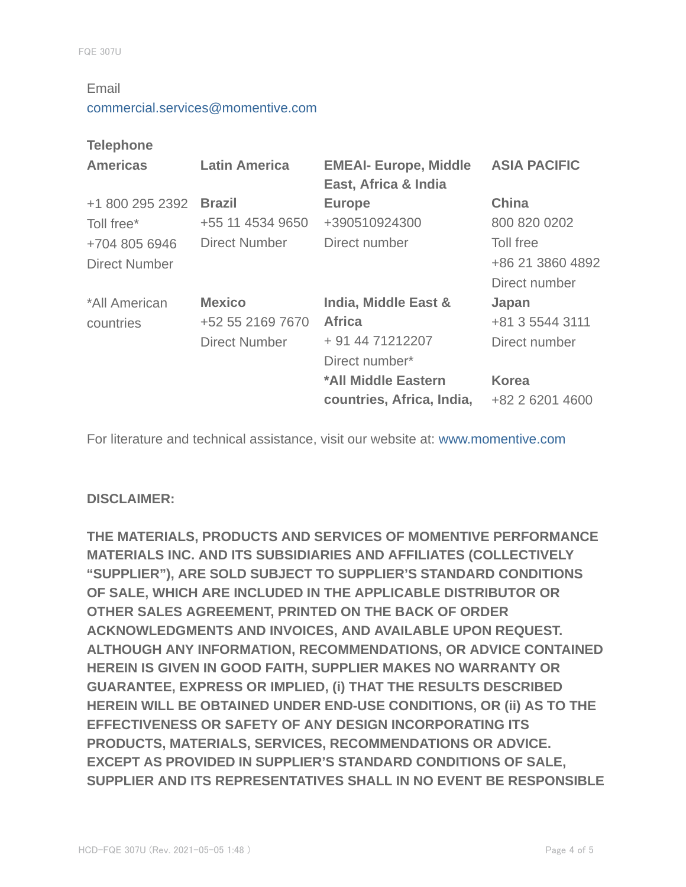Email

commercial.services@momentive.com

**Telephone**

| Americas | Latin America | EMEAI- Europe, Middle East, Africa & India | ASIA PACIFIC |
|---|---|---|---|
| +1 800 295 2392 | **Brazil** | **Europe** | **China** |
| Toll free* | +55 11 4534 9650 | +390510924300 | 800 820 0202 |
| +704 805 6946 | Direct Number | Direct number | Toll free |
| Direct Number | | | +86 21 3860 4892 |
| | | | Direct number |
| *All American countries | **Mexico** | **India, Middle East & Africa** | **Japan** |
| | +52 55 2169 7670 | + 91 44 71212207 | +81 3 5544 3111 |
| | Direct Number | Direct number* | Direct number |
| | | **\*All Middle Eastern countries, Africa, India,** | **Korea** |
| | | | +82 2 6201 4600 |

For literature and technical assistance, visit our website at: www.momentive.com

**DISCLAIMER:**

**THE MATERIALS, PRODUCTS AND SERVICES OF MOMENTIVE PERFORMANCE MATERIALS INC. AND ITS SUBSIDIARIES AND AFFILIATES (COLLECTIVELY "SUPPLIER"), ARE SOLD SUBJECT TO SUPPLIER'S STANDARD CONDITIONS OF SALE, WHICH ARE INCLUDED IN THE APPLICABLE DISTRIBUTOR OR OTHER SALES AGREEMENT, PRINTED ON THE BACK OF ORDER ACKNOWLEDGMENTS AND INVOICES, AND AVAILABLE UPON REQUEST. ALTHOUGH ANY INFORMATION, RECOMMENDATIONS, OR ADVICE CONTAINED HEREIN IS GIVEN IN GOOD FAITH, SUPPLIER MAKES NO WARRANTY OR GUARANTEE, EXPRESS OR IMPLIED, (i) THAT THE RESULTS DESCRIBED HEREIN WILL BE OBTAINED UNDER END-USE CONDITIONS, OR (ii) AS TO THE EFFECTIVENESS OR SAFETY OF ANY DESIGN INCORPORATING ITS PRODUCTS, MATERIALS, SERVICES, RECOMMENDATIONS OR ADVICE. EXCEPT AS PROVIDED IN SUPPLIER'S STANDARD CONDITIONS OF SALE, SUPPLIER AND ITS REPRESENTATIVES SHALL IN NO EVENT BE RESPONSIBLE**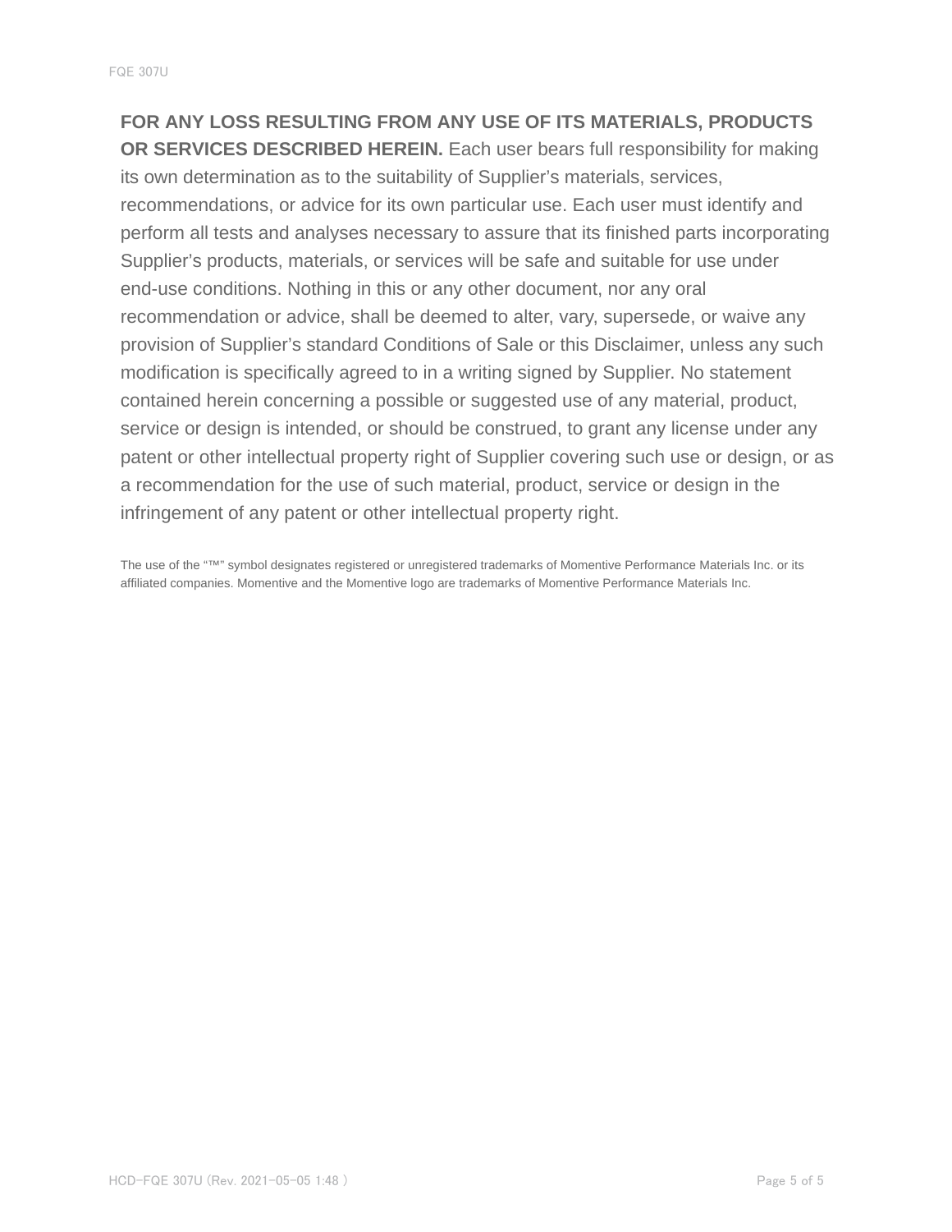**FOR ANY LOSS RESULTING FROM ANY USE OF ITS MATERIALS, PRODUCTS OR SERVICES DESCRIBED HEREIN.** Each user bears full responsibility for making its own determination as to the suitability of Supplier's materials, services, recommendations, or advice for its own particular use. Each user must identify and perform all tests and analyses necessary to assure that its finished parts incorporating Supplier's products, materials, or services will be safe and suitable for use under end-use conditions. Nothing in this or any other document, nor any oral recommendation or advice, shall be deemed to alter, vary, supersede, or waive any provision of Supplier's standard Conditions of Sale or this Disclaimer, unless any such modification is specifically agreed to in a writing signed by Supplier. No statement contained herein concerning a possible or suggested use of any material, product, service or design is intended, or should be construed, to grant any license under any patent or other intellectual property right of Supplier covering such use or design, or as a recommendation for the use of such material, product, service or design in the infringement of any patent or other intellectual property right.

The use of the "™" symbol designates registered or unregistered trademarks of Momentive Performance Materials Inc. or its affiliated companies. Momentive and the Momentive logo are trademarks of Momentive Performance Materials Inc.